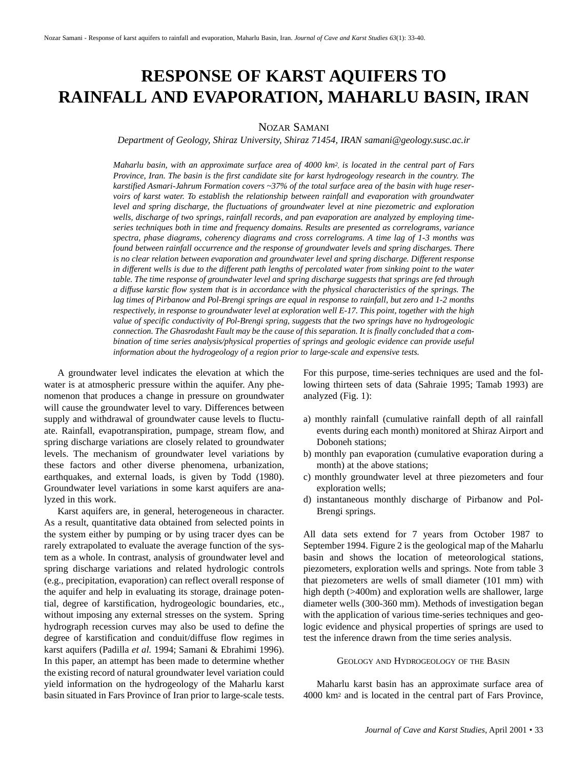# RESPONSE OF KARST AQUIFERS TO RAINFALL AND EVAPORATION, MAHARLU BASIN, IRAN

NOZAR SAMANI

*Department of Geology, Shiraz University, Shiraz 71454, IRAN samani@geology.susc.ac.ir*

*Maharlu basin, with an approximate surface area of 4000 km², is located in the central part of Fars Province, Iran. The basin is the first candidate site for karst hydrogeology research in the country. The karstified Asmari-Jahrum Formation covers ~37% of the total surface area of the basin with huge reservoirs of karst water. To establish the relationship between rainfall and evaporation with groundwater level and spring discharge, the fluctuations of groundwater level at nine piezometric and exploration wells, discharge of two springs, rainfall records, and pan evaporation are analyzed by employing time-series techniques both in time and frequency domains. Results are presented as correlograms, variance spectra, phase diagrams, coherency diagrams and cross correlograms. A time lag of 1-3 months was found between rainfall occurrence and the response of groundwater levels and spring discharges. There is no clear relation between evaporation and groundwater level and spring discharge. Different response in different wells is due to the different path lengths of percolated water from sinking point to the water table. The time response of groundwater level and spring discharge suggests that springs are fed through a diffuse karstic flow system that is in accordance with the physical characteristics of the springs. The lag times of Pirbanow and Pol-Brengi springs are equal in response to rainfall, but zero and 1-2 months respectively, in response to groundwater level at exploration well E-17. This point, together with the high value of specific conductivity of Pol-Brengi spring, suggests that the two springs have no hydrogeologic connection. The Ghasrodasht Fault may be the cause of this separation. It is finally concluded that a combination of time series analysis/physical properties of springs and geologic evidence can provide useful information about the hydrogeology of a region prior to large-scale and expensive tests.*

A groundwater level indicates the elevation at which the water is at atmospheric pressure within the aquifer. Any phenomenon that produces a change in pressure on groundwater will cause the groundwater level to vary. Differences between supply and withdrawal of groundwater cause levels to fluctuate. Rainfall, evapotranspiration, pumpage, stream flow, and spring discharge variations are closely related to groundwater levels. The mechanism of groundwater level variations by these factors and other diverse phenomena, urbanization, earthquakes, and external loads, is given by Todd (1980). Groundwater level variations in some karst aquifers are analyzed in this work.

Karst aquifers are, in general, heterogeneous in character. As a result, quantitative data obtained from selected points in the system either by pumping or by using tracer dyes can be rarely extrapolated to evaluate the average function of the system as a whole. In contrast, analysis of groundwater level and spring discharge variations and related hydrologic controls (e.g., precipitation, evaporation) can reflect overall response of the aquifer and help in evaluating its storage, drainage potential, degree of karstification, hydrogeologic boundaries, etc., without imposing any external stresses on the system. Spring hydrograph recession curves may also be used to define the degree of karstification and conduit/diffuse flow regimes in karst aquifers (Padilla *et al.* 1994; Samani & Ebrahimi 1996). In this paper, an attempt has been made to determine whether the existing record of natural groundwater level variation could yield information on the hydrogeology of the Maharlu karst basin situated in Fars Province of Iran prior to large-scale tests. For this purpose, time-series techniques are used and the following thirteen sets of data (Sahraie 1995; Tamab 1993) are analyzed (Fig. 1):

a) monthly rainfall (cumulative rainfall depth of all rainfall events during each month) monitored at Shiraz Airport and Doboneh stations;
b) monthly pan evaporation (cumulative evaporation during a month) at the above stations;
c) monthly groundwater level at three piezometers and four exploration wells;
d) instantaneous monthly discharge of Pirbanow and Pol-Brengi springs.

All data sets extend for 7 years from October 1987 to September 1994. Figure 2 is the geological map of the Maharlu basin and shows the location of meteorological stations, piezometers, exploration wells and springs. Note from table 3 that piezometers are wells of small diameter (101 mm) with high depth (>400m) and exploration wells are shallower, large diameter wells (300-360 mm). Methods of investigation began with the application of various time-series techniques and geologic evidence and physical properties of springs are used to test the inference drawn from the time series analysis.

## GEOLOGY AND HYDROGEOLOGY OF THE BASIN

Maharlu karst basin has an approximate surface area of 4000 km² and is located in the central part of Fars Province,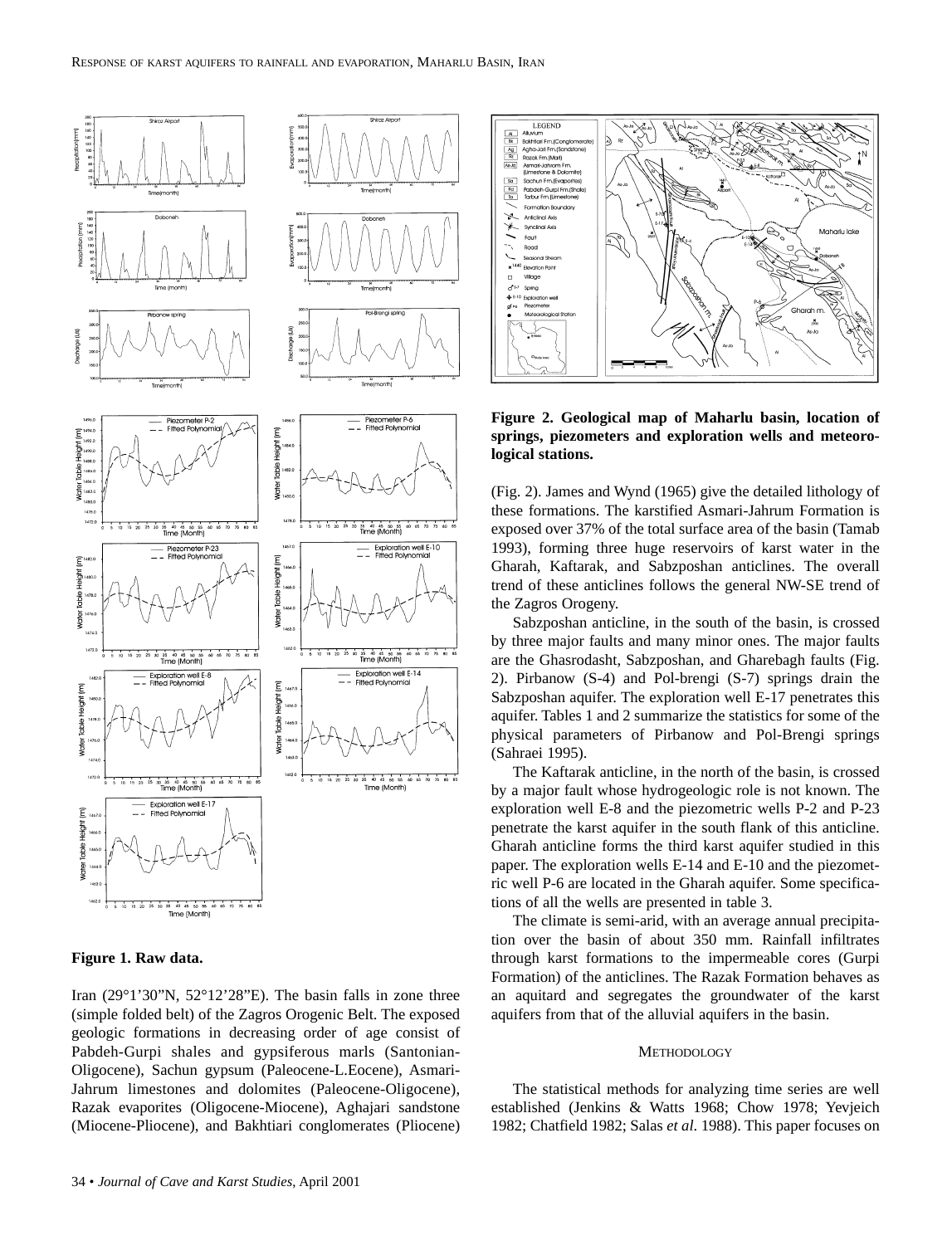**Figure 1. Raw data.**

Iran (29°1'30"N, 52°12'28"E). The basin falls in zone three (simple folded belt) of the Zagros Orogenic Belt. The exposed geologic formations in decreasing order of age consist of Pabdeh-Gurpi shales and gypsiferous marls (Santonian-Oligocene), Sachun gypsum (Paleocene-L.Eocene), Asmari-Jahrum limestones and dolomites (Paleocene-Oligocene), Razak evaporites (Oligocene-Miocene), Aghajari sandstone (Miocene-Pliocene), and Bakhtiari conglomerates (Pliocene) (Fig. 2). James and Wynd (1965) give the detailed lithology of these formations. The karstified Asmari-Jahrum Formation is exposed over 37% of the total surface area of the basin (Tamab 1993), forming three huge reservoirs of karst water in the Gharah, Kaftarak, and Sabzposhan anticlines. The overall trend of these anticlines follows the general NW-SE trend of the Zagros Orogeny.

Sabzposhan anticline, in the south of the basin, is crossed by three major faults and many minor ones. The major faults are the Ghasrodasht, Sabzposhan, and Gharebagh faults (Fig. 2). Pirbanow (S-4) and Pol-brengi (S-7) springs drain the Sabzposhan aquifer. The exploration well E-17 penetrates this aquifer. Tables 1 and 2 summarize the statistics for some of the physical parameters of Pirbanow and Pol-Brengi springs (Sahraei 1995).

The Kaftarak anticline, in the north of the basin, is crossed by a major fault whose hydrogeologic role is not known. The exploration well E-8 and the piezometric wells P-2 and P-23 penetrate the karst aquifer in the south flank of this anticline. Gharah anticline forms the third karst aquifer studied in this paper. The exploration wells E-14 and E-10 and the piezometric well P-6 are located in the Gharah aquifer. Some specifications of all the wells are presented in table 3.

The climate is semi-arid, with an average annual precipitation over the basin of about 350 mm. Rainfall infiltrates through karst formations to the impermeable cores (Gurpi Formation) of the anticlines. The Razak Formation behaves as an aquitard and segregates the groundwater of the karst aquifers from that of the alluvial aquifers in the basin.

**Figure 2. Geological map of Maharlu basin, location of springs, piezometers and exploration wells and meteorological stations.**

## Methodology

The statistical methods for analyzing time series are well established (Jenkins & Watts 1968; Chow 1978; Yevjeich 1982; Chatfield 1982; Salas *et al*. 1988). This paper focuses on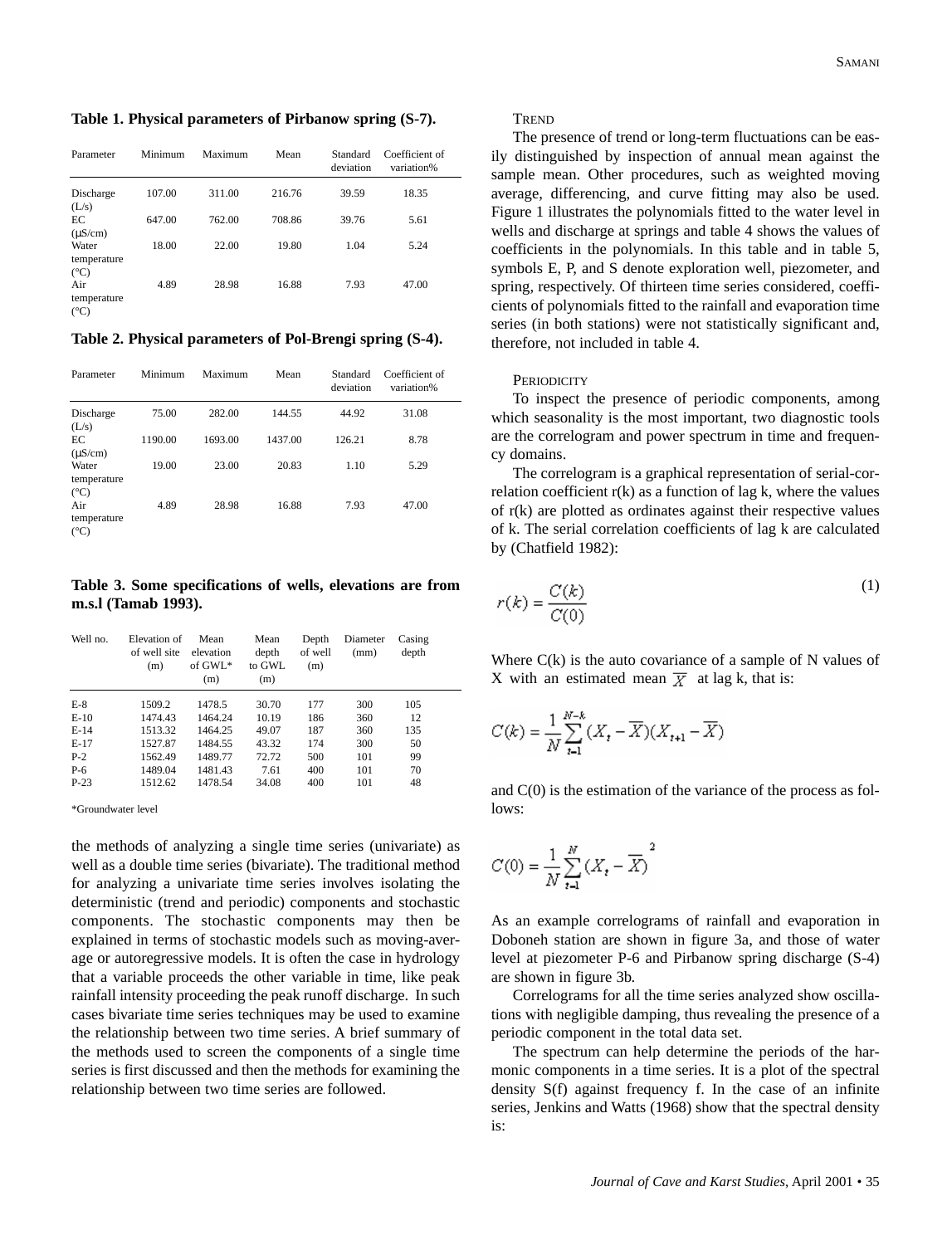**Table 1. Physical parameters of Pirbanow spring (S-7).**

| Parameter | Minimum | Maximum | Mean | Standard deviation | Coefficient of variation% |
|---|---|---|---|---|---|
| Discharge (L/s) | 107.00 | 311.00 | 216.76 | 39.59 | 18.35 |
| EC (μS/cm) | 647.00 | 762.00 | 708.86 | 39.76 | 5.61 |
| Water temperature (°C) | 18.00 | 22.00 | 19.80 | 1.04 | 5.24 |
| Air temperature (°C) | 4.89 | 28.98 | 16.88 | 7.93 | 47.00 |

**Table 2. Physical parameters of Pol-Brengi spring (S-4).**

| Parameter | Minimum | Maximum | Mean | Standard deviation | Coefficient of variation% |
|---|---|---|---|---|---|
| Discharge (L/s) | 75.00 | 282.00 | 144.55 | 44.92 | 31.08 |
| EC (μS/cm) | 1190.00 | 1693.00 | 1437.00 | 126.21 | 8.78 |
| Water temperature (°C) | 19.00 | 23.00 | 20.83 | 1.10 | 5.29 |
| Air temperature (°C) | 4.89 | 28.98 | 16.88 | 7.93 | 47.00 |

**Table 3. Some specifications of wells, elevations are from m.s.l (Tamab 1993).**

| Well no. | Elevation of well site (m) | Mean elevation of GWL* (m) | Mean depth to GWL (m) | Depth of well (m) | Diameter (mm) | Casing depth |
|---|---|---|---|---|---|---|
| E-8 | 1509.2 | 1478.5 | 30.70 | 177 | 300 | 105 |
| E-10 | 1474.43 | 1464.24 | 10.19 | 186 | 360 | 12 |
| E-14 | 1513.32 | 1464.25 | 49.07 | 187 | 360 | 135 |
| E-17 | 1527.87 | 1484.55 | 43.32 | 174 | 300 | 50 |
| P-2 | 1562.49 | 1489.77 | 72.72 | 500 | 101 | 99 |
| P-6 | 1489.04 | 1481.43 | 7.61 | 400 | 101 | 70 |
| P-23 | 1512.62 | 1478.54 | 34.08 | 400 | 101 | 48 |

*Groundwater level

the methods of analyzing a single time series (univariate) as well as a double time series (bivariate). The traditional method for analyzing a univariate time series involves isolating the deterministic (trend and periodic) components and stochastic components. The stochastic components may then be explained in terms of stochastic models such as moving-average or autoregressive models. It is often the case in hydrology that a variable proceeds the other variable in time, like peak rainfall intensity proceeding the peak runoff discharge. In such cases bivariate time series techniques may be used to examine the relationship between two time series. A brief summary of the methods used to screen the components of a single time series is first discussed and then the methods for examining the relationship between two time series are followed.

### TREND

The presence of trend or long-term fluctuations can be easily distinguished by inspection of annual mean against the sample mean. Other procedures, such as weighted moving average, differencing, and curve fitting may also be used. Figure 1 illustrates the polynomials fitted to the water level in wells and discharge at springs and table 4 shows the values of coefficients in the polynomials. In this table and in table 5, symbols E, P, and S denote exploration well, piezometer, and spring, respectively. Of thirteen time series considered, coefficients of polynomials fitted to the rainfall and evaporation time series (in both stations) were not statistically significant and, therefore, not included in table 4.

### PERIODICITY

To inspect the presence of periodic components, among which seasonality is the most important, two diagnostic tools are the correlogram and power spectrum in time and frequency domains.

The correlogram is a graphical representation of serial-correlation coefficient r(k) as a function of lag k, where the values of r(k) are plotted as ordinates against their respective values of k. The serial correlation coefficients of lag k are calculated by (Chatfield 1982):

$$r(k) = \frac{C(k)}{C(0)} \tag{1}$$

Where C(k) is the auto covariance of a sample of N values of X with an estimated mean $\overline{X}$ at lag k, that is:

$$C(k) = \frac{1}{N}\sum_{t=1}^{N-k}(X_t - \overline{X})(X_{t+1} - \overline{X})$$

and C(0) is the estimation of the variance of the process as follows:

$$C(0) = \frac{1}{N}\sum_{t=1}^{N}(X_t - \overline{X})^2$$

As an example correlograms of rainfall and evaporation in Doboneh station are shown in figure 3a, and those of water level at piezometer P-6 and Pirbanow spring discharge (S-4) are shown in figure 3b.

Correlograms for all the time series analyzed show oscillations with negligible damping, thus revealing the presence of a periodic component in the total data set.

The spectrum can help determine the periods of the harmonic components in a time series. It is a plot of the spectral density S(f) against frequency f. In the case of an infinite series, Jenkins and Watts (1968) show that the spectral density is: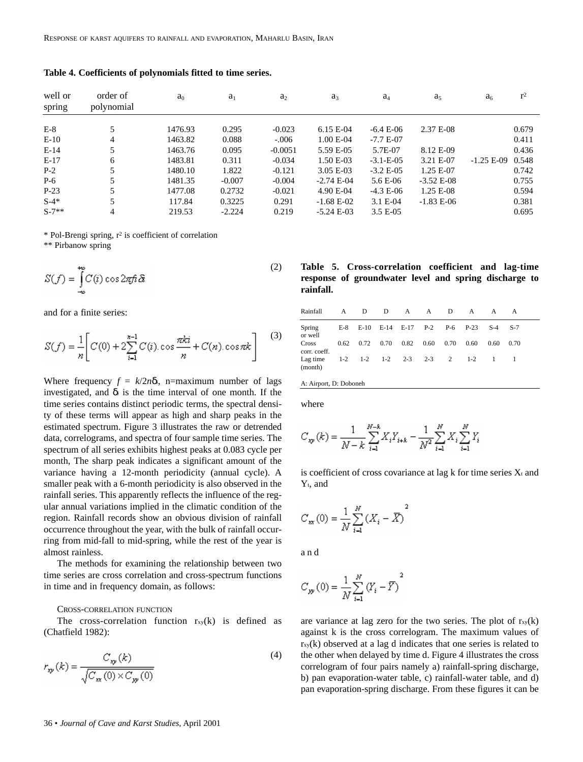**Table 4. Coefficients of polynomials fitted to time series.**

| well or spring | order of polynomial | $a_0$ | $a_1$ | $a_2$ | $a_3$ | $a_4$ | $a_5$ | $a_6$ | $r^2$ |
|---|---|---|---|---|---|---|---|---|---|
| E-8 | 5 | 1476.93 | 0.295 | -0.023 | 6.15 E-04 | -6.4 E-06 | 2.37 E-08 | | 0.679 |
| E-10 | 4 | 1463.82 | 0.088 | -.006 | 1.00 E-04 | -7.7 E-07 | | | 0.411 |
| E-14 | 5 | 1463.76 | 0.095 | -0.0051 | 5.59 E-05 | 5.7E-07 | 8.12 E-09 | | 0.436 |
| E-17 | 6 | 1483.81 | 0.311 | -0.034 | 1.50 E-03 | -3.1-E-05 | 3.21 E-07 | -1.25 E-09 | 0.548 |
| P-2 | 5 | 1480.10 | 1.822 | -0.121 | 3.05 E-03 | -3.2 E-05 | 1.25 E-07 | | 0.742 |
| P-6 | 5 | 1481.35 | -0.007 | -0.004 | -2.74 E-04 | 5.6 E-06 | -3.52 E-08 | | 0.755 |
| P-23 | 5 | 1477.08 | 0.2732 | -0.021 | 4.90 E-04 | -4.3 E-06 | 1.25 E-08 | | 0.594 |
| S-4* | 5 | 117.84 | 0.3225 | 0.291 | -1.68 E-02 | 3.1 E-04 | -1.83 E-06 | | 0.381 |
| S-7** | 4 | 219.53 | -2.224 | 0.219 | -5.24 E-03 | 3.5 E-05 | | | 0.695 |

\* Pol-Brengi spring, $r^2$ is coefficient of correlation
\*\* Pirbanow spring

$$S(f) = \int_{-\infty}^{+\infty} C(i) \cos 2\pi f i \, \delta i \tag{2}$$

and for a finite series:

$$S(f) = \frac{1}{n}\left[ C(0) + 2\sum_{i=1}^{n-1} C(i).\cos\frac{\pi k i}{n} + C(n).\cos \pi k \right] \tag{3}$$

Where frequency $f = k/2n\delta_t$, n=maximum number of lags investigated, and $\delta_t$ is the time interval of one month. If the time series contains distinct periodic terms, the spectral density of these terms will appear as high and sharp peaks in the estimated spectrum. Figure 3 illustrates the raw or detrended data, correlograms, and spectra of four sample time series. The spectrum of all series exhibits highest peaks at 0.083 cycle per month, The sharp peak indicates a significant amount of the variance having a 12-month periodicity (annual cycle). A smaller peak with a 6-month periodicity is also observed in the rainfall series. This apparently reflects the influence of the regular annual variations implied in the climatic condition of the region. Rainfall records show an obvious division of rainfall occurrence throughout the year, with the bulk of rainfall occurring from mid-fall to mid-spring, while the rest of the year is almost rainless.

The methods for examining the relationship between two time series are cross correlation and cross-spectrum functions in time and in frequency domain, as follows:

### Cross-correlation function

The cross-correlation function $r_{xy}(k)$ is defined as (Chatfield 1982):

$$r_{xy}(k) = \frac{C_{xy}(k)}{\sqrt{C_{xx}(0) \times C_{yy}(0)}} \tag{4}$$

**Table 5. Cross-correlation coefficient and lag-time response of groundwater level and spring discharge to rainfall.**

| Rainfall | A | D | D | A | A | D | A | A | A |
|---|---|---|---|---|---|---|---|---|---|
| Spring or well | E-8 | E-10 | E-14 | E-17 | P-2 | P-6 | P-23 | S-4 | S-7 |
| Cross corr. coeff. | 0.62 | 0.72 | 0.70 | 0.82 | 0.60 | 0.70 | 0.60 | 0.60 | 0.70 |
| Lag time (month) | 1-2 | 1-2 | 1-2 | 2-3 | 2-3 | 2 | 1-2 | 1 | 1 |

A: Airport, D: Doboneh

where

$$C_{xy}(k) = \frac{1}{N-k}\sum_{i=1}^{N-k} X_i Y_{i+k} - \frac{1}{N^2}\sum_{i=1}^{N} X_i \sum_{i=1}^{N} Y_i$$

is coefficient of cross covariance at lag k for time series $X_t$ and $Y_t$, and

$$C_{xx}(0) = \frac{1}{N}\sum_{i=1}^{N}(X_i - \bar{X})^2$$

and

$$C_{yy}(0) = \frac{1}{N}\sum_{i=1}^{N}(Y_i - \bar{Y})^2$$

are variance at lag zero for the two series. The plot of $r_{xy}(k)$ against k is the cross correlogram. The maximum values of $r_{xy}(k)$ observed at a lag d indicates that one series is related to the other when delayed by time d. Figure 4 illustrates the cross correlogram of four pairs namely a) rainfall-spring discharge, b) pan evaporation-water table, c) rainfall-water table, and d) pan evaporation-spring discharge. From these figures it can be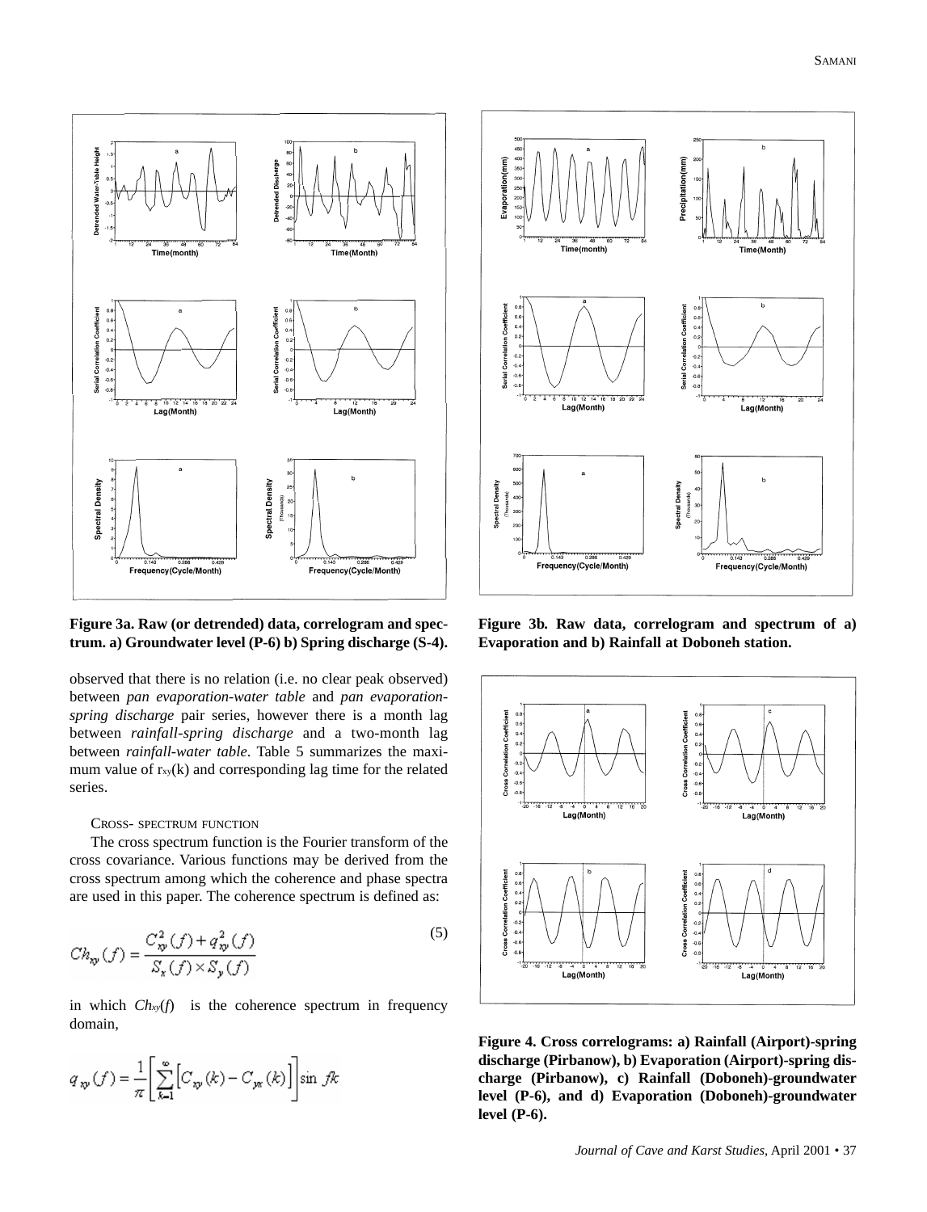**Figure 3a. Raw (or detrended) data, correlogram and spectrum. a) Groundwater level (P-6) b) Spring discharge (S-4).**

**Figure 3b. Raw data, correlogram and spectrum of a) Evaporation and b) Rainfall at Doboneh station.**

observed that there is no relation (i.e. no clear peak observed) between *pan evaporation-water table* and *pan evaporation-spring discharge* pair series, however there is a month lag between *rainfall-spring discharge* and a two-month lag between *rainfall-water table*. Table 5 summarizes the maximum value of $r_{xy}(k)$ and corresponding lag time for the related series.

### Cross- spectrum function

The cross spectrum function is the Fourier transform of the cross covariance. Various functions may be derived from the cross spectrum among which the coherence and phase spectra are used in this paper. The coherence spectrum is defined as:

$$Ch_{xy}(f) = \frac{C_{xy}^2(f) + q_{xy}^2(f)}{S_x(f) \times S_y(f)} \tag{5}$$

in which $Ch_{xy}(f)$ is the coherence spectrum in frequency domain,

$$q_{xy}(f) = \frac{1}{\pi}\left[\sum_{k=1}^{\infty}\left[C_{xy}(k) - C_{yx}(k)\right]\right]\sin\ fk$$

**Figure 4. Cross correlograms: a) Rainfall (Airport)-spring discharge (Pirbanow), b) Evaporation (Airport)-spring discharge (Pirbanow), c) Rainfall (Doboneh)-groundwater level (P-6), and d) Evaporation (Doboneh)-groundwater level (P-6).**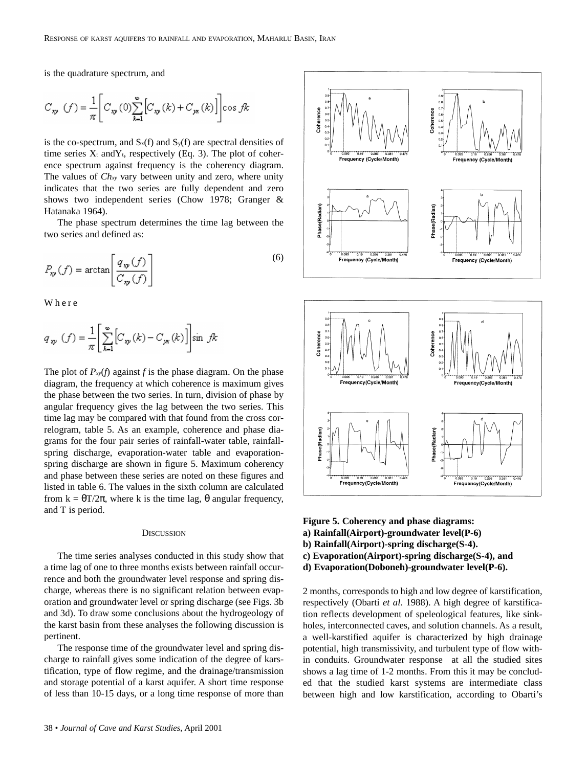is the quadrature spectrum, and

$$C_{xy}(f) = \frac{1}{\pi}\left[C_{xy}(0)\sum_{k=1}^{\infty}\left[C_{xy}(k) + C_{yx}(k)\right]\right]\cos fk$$

is the co-spectrum, and $S_x(f)$ and $S_y(f)$ are spectral densities of time series $X_t$ and $Y_t$, respectively (Eq. 3). The plot of coherence spectrum against frequency is the coherency diagram. The values of $Ch_{xy}$ vary between unity and zero, where unity indicates that the two series are fully dependent and zero shows two independent series (Chow 1978; Granger & Hatanaka 1964).

The phase spectrum determines the time lag between the two series and defined as:

$$P_{xy}(f) = \arctan\left[\frac{q_{xy}(f)}{C_{xy}(f)}\right] \tag{6}$$

Where

$$q_{xy}(f) = \frac{1}{\pi}\left[\sum_{k=1}^{\infty}\left[C_{xy}(k) - C_{yx}(k)\right]\right]\sin fk$$

The plot of $P_{xy}(f)$ against $f$ is the phase diagram. On the phase diagram, the frequency at which coherence is maximum gives the phase between the two series. In turn, division of phase by angular frequency gives the lag between the two series. This time lag may be compared with that found from the cross correlogram, table 5. As an example, coherence and phase diagrams for the four pair series of rainfall-water table, rainfall-spring discharge, evaporation-water table and evaporation-spring discharge are shown in figure 5. Maximum coherency and phase between these series are noted on these figures and listed in table 6. The values in the sixth column are calculated from $k = \theta T/2\pi$, where k is the time lag, θ angular frequency, and T is period.

**Figure 5. Coherency and phase diagrams:**
**a) Rainfall(Airport)-groundwater level(P-6)**
**b) Rainfall(Airport)-spring discharge(S-4).**
**c) Evaporation(Airport)-spring discharge(S-4), and**
**d) Evaporation(Doboneh)-groundwater level(P-6).**

## Discussion

The time series analyses conducted in this study show that a time lag of one to three months exists between rainfall occurrence and both the groundwater level response and spring discharge, whereas there is no significant relation between evaporation and groundwater level or spring discharge (see Figs. 3b and 3d). To draw some conclusions about the hydrogeology of the karst basin from these analyses the following discussion is pertinent.

The response time of the groundwater level and spring discharge to rainfall gives some indication of the degree of karstification, type of flow regime, and the drainage/transmission and storage potential of a karst aquifer. A short time response of less than 10-15 days, or a long time response of more than 2 months, corresponds to high and low degree of karstification, respectively (Obarti *et al*. 1988). A high degree of karstification reflects development of speleological features, like sinkholes, interconnected caves, and solution channels. As a result, a well-karstified aquifer is characterized by high drainage potential, high transmissivity, and turbulent type of flow within conduits. Groundwater response at all the studied sites shows a lag time of 1-2 months. From this it may be concluded that the studied karst systems are intermediate class between high and low karstification, according to Obarti's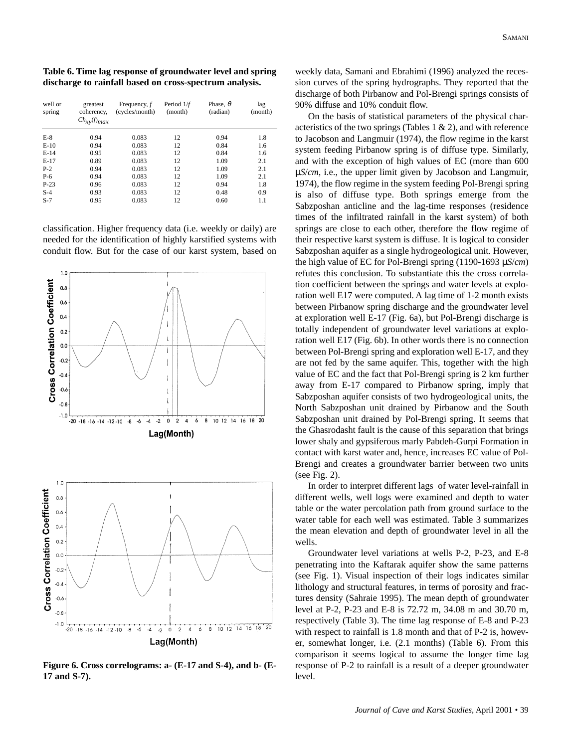**Table 6. Time lag response of groundwater level and spring discharge to rainfall based on cross-spectrum analysis.**

| well or spring | greatest coherency, $Ch_{xy}(f)_{max}$ | Frequency, $f$ (cycles/month) | Period $1/f$ (month) | Phase, $\theta$ (radian) | lag (month) |
|---|---|---|---|---|---|
| E-8 | 0.94 | 0.083 | 12 | 0.94 | 1.8 |
| E-10 | 0.94 | 0.083 | 12 | 0.84 | 1.6 |
| E-14 | 0.95 | 0.083 | 12 | 0.84 | 1.6 |
| E-17 | 0.89 | 0.083 | 12 | 1.09 | 2.1 |
| P-2 | 0.94 | 0.083 | 12 | 1.09 | 2.1 |
| P-6 | 0.94 | 0.083 | 12 | 1.09 | 2.1 |
| P-23 | 0.96 | 0.083 | 12 | 0.94 | 1.8 |
| S-4 | 0.93 | 0.083 | 12 | 0.48 | 0.9 |
| S-7 | 0.95 | 0.083 | 12 | 0.60 | 1.1 |

classification. Higher frequency data (i.e. weekly or daily) are needed for the identification of highly karstified systems with conduit flow. But for the case of our karst system, based on weekly data, Samani and Ebrahimi (1996) analyzed the recession curves of the spring hydrographs. They reported that the discharge of both Pirbanow and Pol-Brengi springs consists of 90% diffuse and 10% conduit flow.

**Figure 6. Cross correlograms: a- (E-17 and S-4), and b- (E-17 and S-7).**

On the basis of statistical parameters of the physical characteristics of the two springs (Tables 1 & 2), and with reference to Jacobson and Langmuir (1974), the flow regime in the karst system feeding Pirbanow spring is of diffuse type. Similarly, and with the exception of high values of EC (more than 600 $\mu S/cm$, i.e., the upper limit given by Jacobson and Langmuir, 1974), the flow regime in the system feeding Pol-Brengi spring is also of diffuse type. Both springs emerge from the Sabzposhan anticline and the lag-time responses (residence times of the infiltrated rainfall in the karst system) of both springs are close to each other, therefore the flow regime of their respective karst system is diffuse. It is logical to consider Sabzposhan aquifer as a single hydrogeological unit. However, the high value of EC for Pol-Brengi spring (1190-1693 $\mu S/cm$) refutes this conclusion. To substantiate this the cross correlation coefficient between the springs and water levels at exploration well E17 were computed. A lag time of 1-2 month exists between Pirbanow spring discharge and the groundwater level at exploration well E-17 (Fig. 6a), but Pol-Brengi discharge is totally independent of groundwater level variations at exploration well E17 (Fig. 6b). In other words there is no connection between Pol-Brengi spring and exploration well E-17, and they are not fed by the same aquifer. This, together with the high value of EC and the fact that Pol-Brengi spring is 2 km further away from E-17 compared to Pirbanow spring, imply that Sabzposhan aquifer consists of two hydrogeological units, the North Sabzposhan unit drained by Pirbanow and the South Sabzposhan unit drained by Pol-Brengi spring. It seems that the Ghasrodasht fault is the cause of this separation that brings lower shaly and gypsiferous marly Pabdeh-Gurpi Formation in contact with karst water and, hence, increases EC value of Pol-Brengi and creates a groundwater barrier between two units (see Fig. 2).

In order to interpret different lags of water level-rainfall in different wells, well logs were examined and depth to water table or the water percolation path from ground surface to the water table for each well was estimated. Table 3 summarizes the mean elevation and depth of groundwater level in all the wells.

Groundwater level variations at wells P-2, P-23, and E-8 penetrating into the Kaftarak aquifer show the same patterns (see Fig. 1). Visual inspection of their logs indicates similar lithology and structural features, in terms of porosity and fractures density (Sahraie 1995). The mean depth of groundwater level at P-2, P-23 and E-8 is 72.72 m, 34.08 m and 30.70 m, respectively (Table 3). The time lag response of E-8 and P-23 with respect to rainfall is 1.8 month and that of P-2 is, however, somewhat longer, i.e. (2.1 months) (Table 6). From this comparison it seems logical to assume the longer time lag response of P-2 to rainfall is a result of a deeper groundwater level.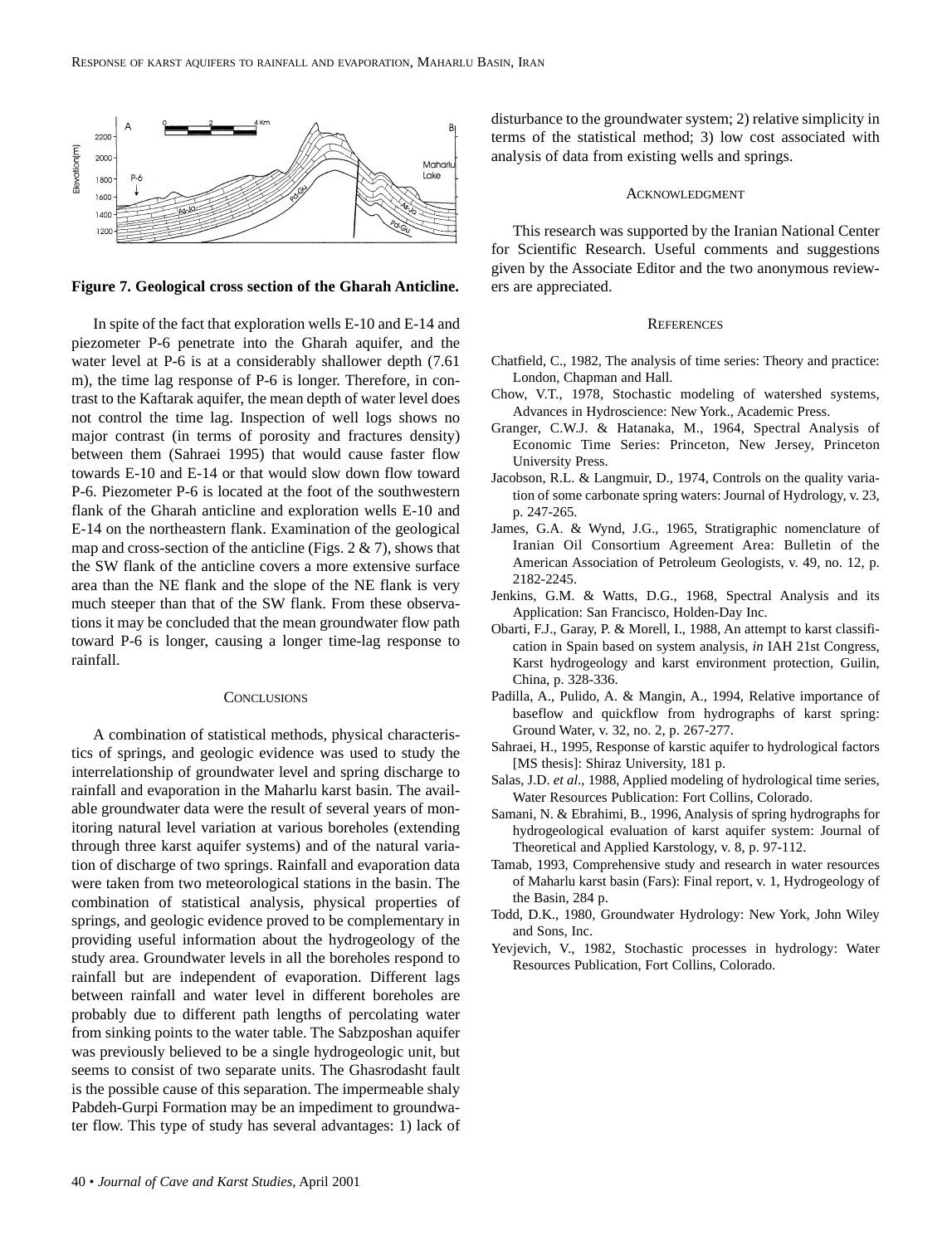A
B
0 2 4 Km
2200
2000
1800
1600
1400
1200
Elevation(m)
P-6
As-Ja
Pd-Gu
Maharlu Lake
As-Ja
Pd-Gu

**Figure 7. Geological cross section of the Gharah Anticline.**

In spite of the fact that exploration wells E-10 and E-14 and piezometer P-6 penetrate into the Gharah aquifer, and the water level at P-6 is at a considerably shallower depth (7.61 m), the time lag response of P-6 is longer. Therefore, in contrast to the Kaftarak aquifer, the mean depth of water level does not control the time lag. Inspection of well logs shows no major contrast (in terms of porosity and fractures density) between them (Sahraei 1995) that would cause faster flow towards E-10 and E-14 or that would slow down flow toward P-6. Piezometer P-6 is located at the foot of the southwestern flank of the Gharah anticline and exploration wells E-10 and E-14 on the northeastern flank. Examination of the geological map and cross-section of the anticline (Figs. 2 & 7), shows that the SW flank of the anticline covers a more extensive surface area than the NE flank and the slope of the NE flank is very much steeper than that of the SW flank. From these observations it may be concluded that the mean groundwater flow path toward P-6 is longer, causing a longer time-lag response to rainfall.

## Conclusions

A combination of statistical methods, physical characteristics of springs, and geologic evidence was used to study the interrelationship of groundwater level and spring discharge to rainfall and evaporation in the Maharlu karst basin. The available groundwater data were the result of several years of monitoring natural level variation at various boreholes (extending through three karst aquifer systems) and of the natural variation of discharge of two springs. Rainfall and evaporation data were taken from two meteorological stations in the basin. The combination of statistical analysis, physical properties of springs, and geologic evidence proved to be complementary in providing useful information about the hydrogeology of the study area. Groundwater levels in all the boreholes respond to rainfall but are independent of evaporation. Different lags between rainfall and water level in different boreholes are probably due to different path lengths of percolating water from sinking points to the water table. The Sabzposhan aquifer was previously believed to be a single hydrogeologic unit, but seems to consist of two separate units. The Ghasrodasht fault is the possible cause of this separation. The impermeable shaly Pabdeh-Gurpi Formation may be an impediment to groundwater flow. This type of study has several advantages: 1) lack of disturbance to the groundwater system; 2) relative simplicity in terms of the statistical method; 3) low cost associated with analysis of data from existing wells and springs.

## Acknowledgment

This research was supported by the Iranian National Center for Scientific Research. Useful comments and suggestions given by the Associate Editor and the two anonymous reviewers are appreciated.

## References

Chatfield, C., 1982, The analysis of time series: Theory and practice: London, Chapman and Hall.

Chow, V.T., 1978, Stochastic modeling of watershed systems, Advances in Hydroscience: New York., Academic Press.

Granger, C.W.J. & Hatanaka, M., 1964, Spectral Analysis of Economic Time Series: Princeton, New Jersey, Princeton University Press.

Jacobson, R.L. & Langmuir, D., 1974, Controls on the quality variation of some carbonate spring waters: Journal of Hydrology, v. 23, p. 247-265.

James, G.A. & Wynd, J.G., 1965, Stratigraphic nomenclature of Iranian Oil Consortium Agreement Area: Bulletin of the American Association of Petroleum Geologists, v. 49, no. 12, p. 2182-2245.

Jenkins, G.M. & Watts, D.G., 1968, Spectral Analysis and its Application: San Francisco, Holden-Day Inc.

Obarti, F.J., Garay, P. & Morell, I., 1988, An attempt to karst classification in Spain based on system analysis, *in* IAH 21st Congress, Karst hydrogeology and karst environment protection, Guilin, China, p. 328-336.

Padilla, A., Pulido, A. & Mangin, A., 1994, Relative importance of baseflow and quickflow from hydrographs of karst spring: Ground Water, v. 32, no. 2, p. 267-277.

Sahraei, H., 1995, Response of karstic aquifer to hydrological factors [MS thesis]: Shiraz University, 181 p.

Salas, J.D. *et al.*, 1988, Applied modeling of hydrological time series, Water Resources Publication: Fort Collins, Colorado.

Samani, N. & Ebrahimi, B., 1996, Analysis of spring hydrographs for hydrogeological evaluation of karst aquifer system: Journal of Theoretical and Applied Karstology, v. 8, p. 97-112.

Tamab, 1993, Comprehensive study and research in water resources of Maharlu karst basin (Fars): Final report, v. 1, Hydrogeology of the Basin, 284 p.

Todd, D.K., 1980, Groundwater Hydrology: New York, John Wiley and Sons, Inc.

Yevjevich, V., 1982, Stochastic processes in hydrology: Water Resources Publication, Fort Collins, Colorado.